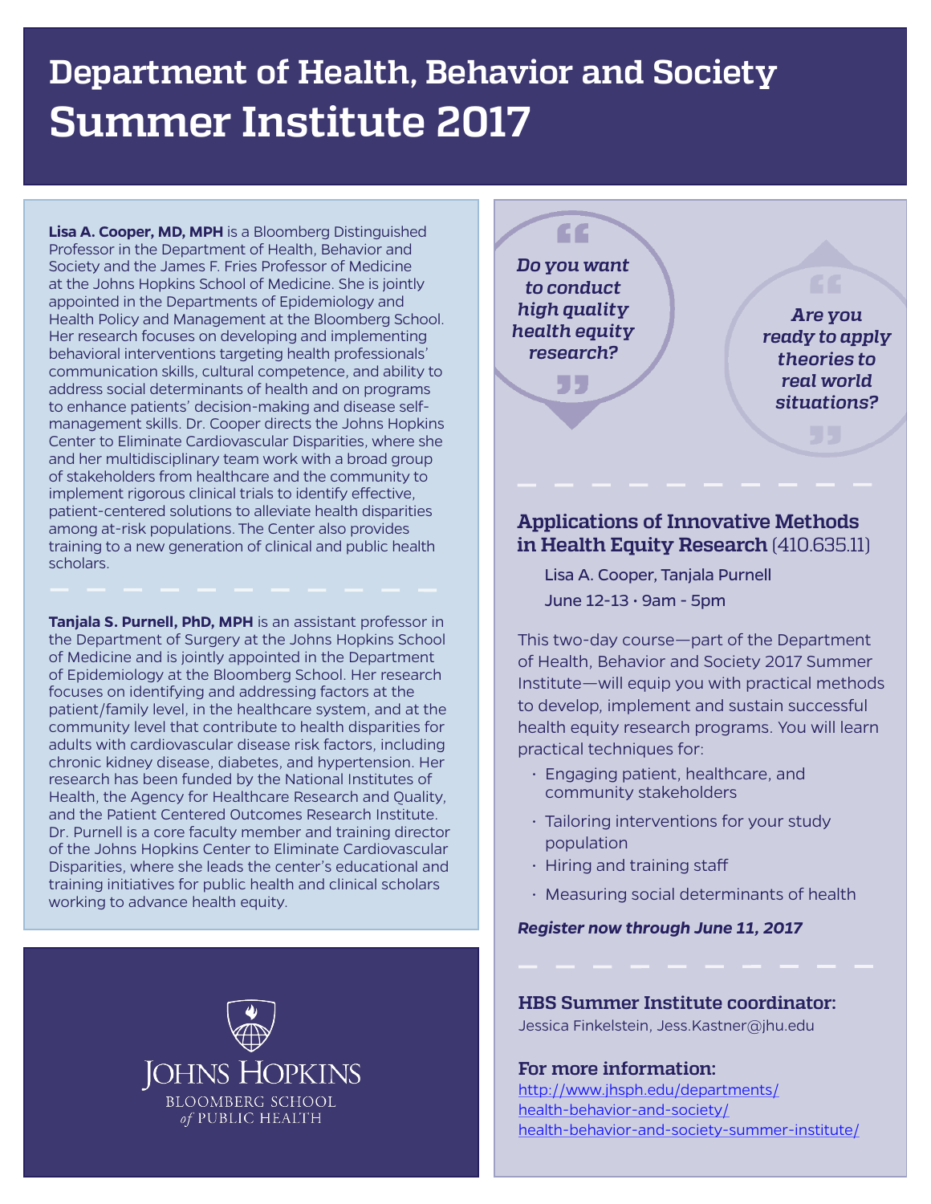# Department of Health, Behavior and Society
# Summer Institute 2017

**Lisa A. Cooper, MD, MPH** is a Bloomberg Distinguished Professor in the Department of Health, Behavior and Society and the James F. Fries Professor of Medicine at the Johns Hopkins School of Medicine. She is jointly appointed in the Departments of Epidemiology and Health Policy and Management at the Bloomberg School. Her research focuses on developing and implementing behavioral interventions targeting health professionals' communication skills, cultural competence, and ability to address social determinants of health and on programs to enhance patients' decision-making and disease self-management skills. Dr. Cooper directs the Johns Hopkins Center to Eliminate Cardiovascular Disparities, where she and her multidisciplinary team work with a broad group of stakeholders from healthcare and the community to implement rigorous clinical trials to identify effective, patient-centered solutions to alleviate health disparities among at-risk populations. The Center also provides training to a new generation of clinical and public health scholars.

**Tanjala S. Purnell, PhD, MPH** is an assistant professor in the Department of Surgery at the Johns Hopkins School of Medicine and is jointly appointed in the Department of Epidemiology at the Bloomberg School. Her research focuses on identifying and addressing factors at the patient/family level, in the healthcare system, and at the community level that contribute to health disparities for adults with cardiovascular disease risk factors, including chronic kidney disease, diabetes, and hypertension. Her research has been funded by the National Institutes of Health, the Agency for Healthcare Research and Quality, and the Patient Centered Outcomes Research Institute. Dr. Purnell is a core faculty member and training director of the Johns Hopkins Center to Eliminate Cardiovascular Disparities, where she leads the center's educational and training initiatives for public health and clinical scholars working to advance health equity.

Johns Hopkins Bloomberg School of Public Health

*"Do you want to conduct high quality health equity research?"*

*"Are you ready to apply theories to real world situations?"*

## Applications of Innovative Methods in Health Equity Research (410.635.11)

Lisa A. Cooper, Tanjala Purnell

June 12-13 · 9am - 5pm

This two-day course—part of the Department of Health, Behavior and Society 2017 Summer Institute—will equip you with practical methods to develop, implement and sustain successful health equity research programs. You will learn practical techniques for:

- Engaging patient, healthcare, and community stakeholders
- Tailoring interventions for your study population
- Hiring and training staff
- Measuring social determinants of health

***Register now through June 11, 2017***

### HBS Summer Institute coordinator:

Jessica Finkelstein, Jess.Kastner@jhu.edu

### For more information:

http://www.jhsph.edu/departments/health-behavior-and-society/health-behavior-and-society-summer-institute/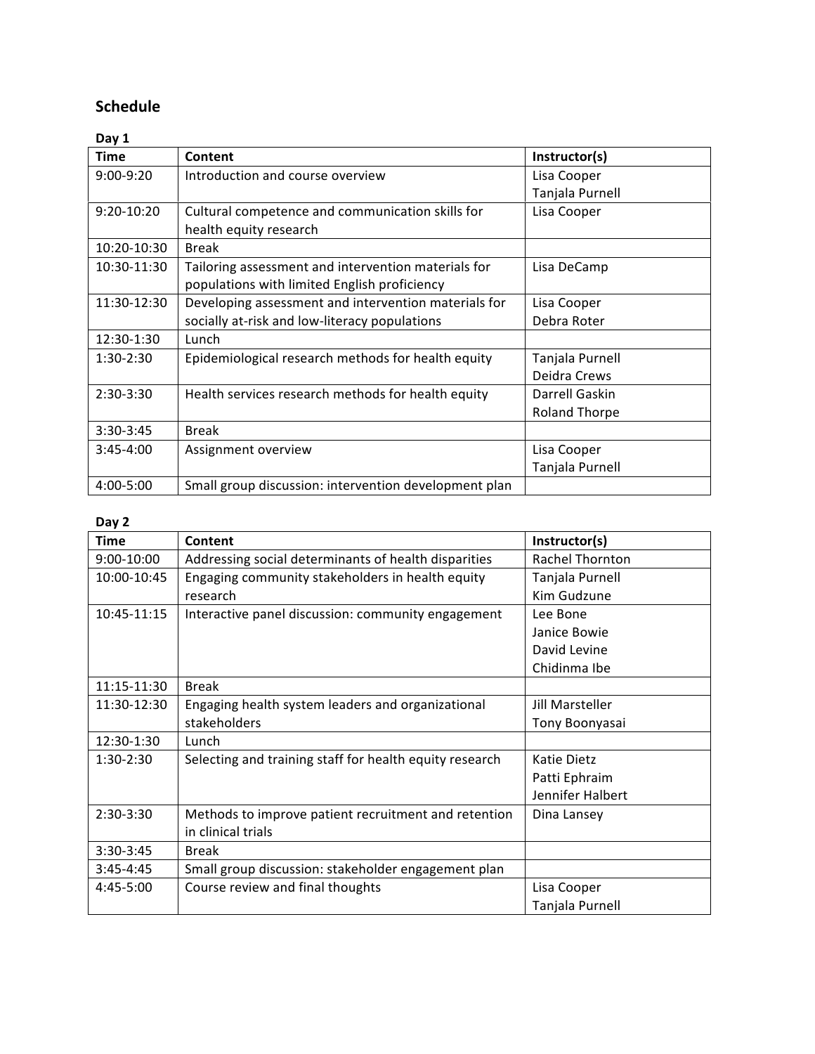## Schedule

**Day 1**

| Time | Content | Instructor(s) |
|---|---|---|
| 9:00-9:20 | Introduction and course overview | Lisa Cooper<br>Tanjala Purnell |
| 9:20-10:20 | Cultural competence and communication skills for health equity research | Lisa Cooper |
| 10:20-10:30 | Break | |
| 10:30-11:30 | Tailoring assessment and intervention materials for populations with limited English proficiency | Lisa DeCamp |
| 11:30-12:30 | Developing assessment and intervention materials for socially at-risk and low-literacy populations | Lisa Cooper<br>Debra Roter |
| 12:30-1:30 | Lunch | |
| 1:30-2:30 | Epidemiological research methods for health equity | Tanjala Purnell<br>Deidra Crews |
| 2:30-3:30 | Health services research methods for health equity | Darrell Gaskin<br>Roland Thorpe |
| 3:30-3:45 | Break | |
| 3:45-4:00 | Assignment overview | Lisa Cooper<br>Tanjala Purnell |
| 4:00-5:00 | Small group discussion: intervention development plan | |

**Day 2**

| Time | Content | Instructor(s) |
|---|---|---|
| 9:00-10:00 | Addressing social determinants of health disparities | Rachel Thornton |
| 10:00-10:45 | Engaging community stakeholders in health equity research | Tanjala Purnell<br>Kim Gudzune |
| 10:45-11:15 | Interactive panel discussion: community engagement | Lee Bone<br>Janice Bowie<br>David Levine<br>Chidinma Ibe |
| 11:15-11:30 | Break | |
| 11:30-12:30 | Engaging health system leaders and organizational stakeholders | Jill Marsteller<br>Tony Boonyasai |
| 12:30-1:30 | Lunch | |
| 1:30-2:30 | Selecting and training staff for health equity research | Katie Dietz<br>Patti Ephraim<br>Jennifer Halbert |
| 2:30-3:30 | Methods to improve patient recruitment and retention in clinical trials | Dina Lansey |
| 3:30-3:45 | Break | |
| 3:45-4:45 | Small group discussion: stakeholder engagement plan | |
| 4:45-5:00 | Course review and final thoughts | Lisa Cooper<br>Tanjala Purnell |